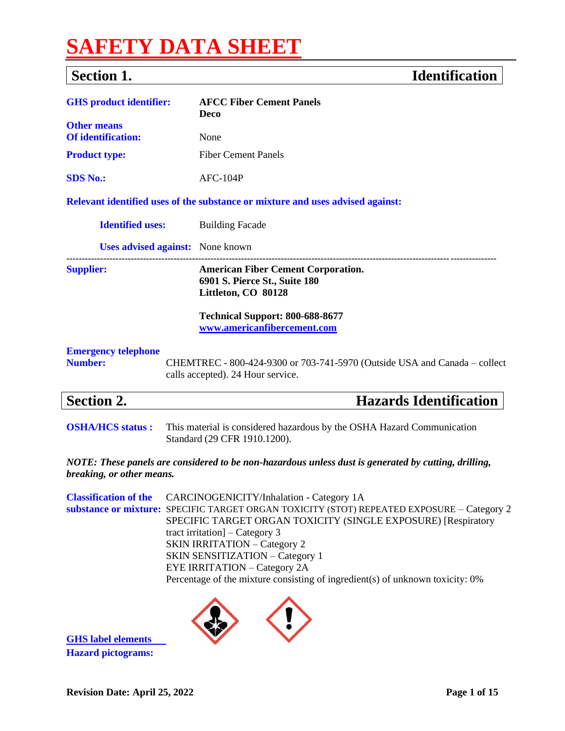# SAFETY DATA SHEET

## Section 1. Identification

**GHS product identifier:** **AFCC Fiber Cement Panels Deco**

**Other means Of identification:** None

**Product type:** Fiber Cement Panels

**SDS No.:** AFC-104P

**Relevant identified uses of the substance or mixture and uses advised against:**

**Identified uses:** Building Facade

**Uses advised against:** None known

---

**Supplier:** **American Fiber Cement Corporation.**
**6901 S. Pierce St., Suite 180**
**Littleton, CO 80128**

**Technical Support: 800-688-8677**
**www.americanfibercement.com**

**Emergency telephone Number:** CHEMTREC - 800-424-9300 or 703-741-5970 (Outside USA and Canada – collect calls accepted). 24 Hour service.

## Section 2. Hazards Identification

**OSHA/HCS status :** This material is considered hazardous by the OSHA Hazard Communication Standard (29 CFR 1910.1200).

***NOTE: These panels are considered to be non-hazardous unless dust is generated by cutting, drilling, breaking, or other means.***

**Classification of the substance or mixture:**
CARCINOGENICITY/Inhalation - Category 1A
SPECIFIC TARGET ORGAN TOXICITY (STOT) REPEATED EXPOSURE – Category 2
SPECIFIC TARGET ORGAN TOXICITY (SINGLE EXPOSURE) [Respiratory tract irritation] – Category 3
SKIN IRRITATION – Category 2
SKIN SENSITIZATION – Category 1
EYE IRRITATION – Category 2A
Percentage of the mixture consisting of ingredient(s) of unknown toxicity: 0%

**GHS label elements**
**Hazard pictograms:**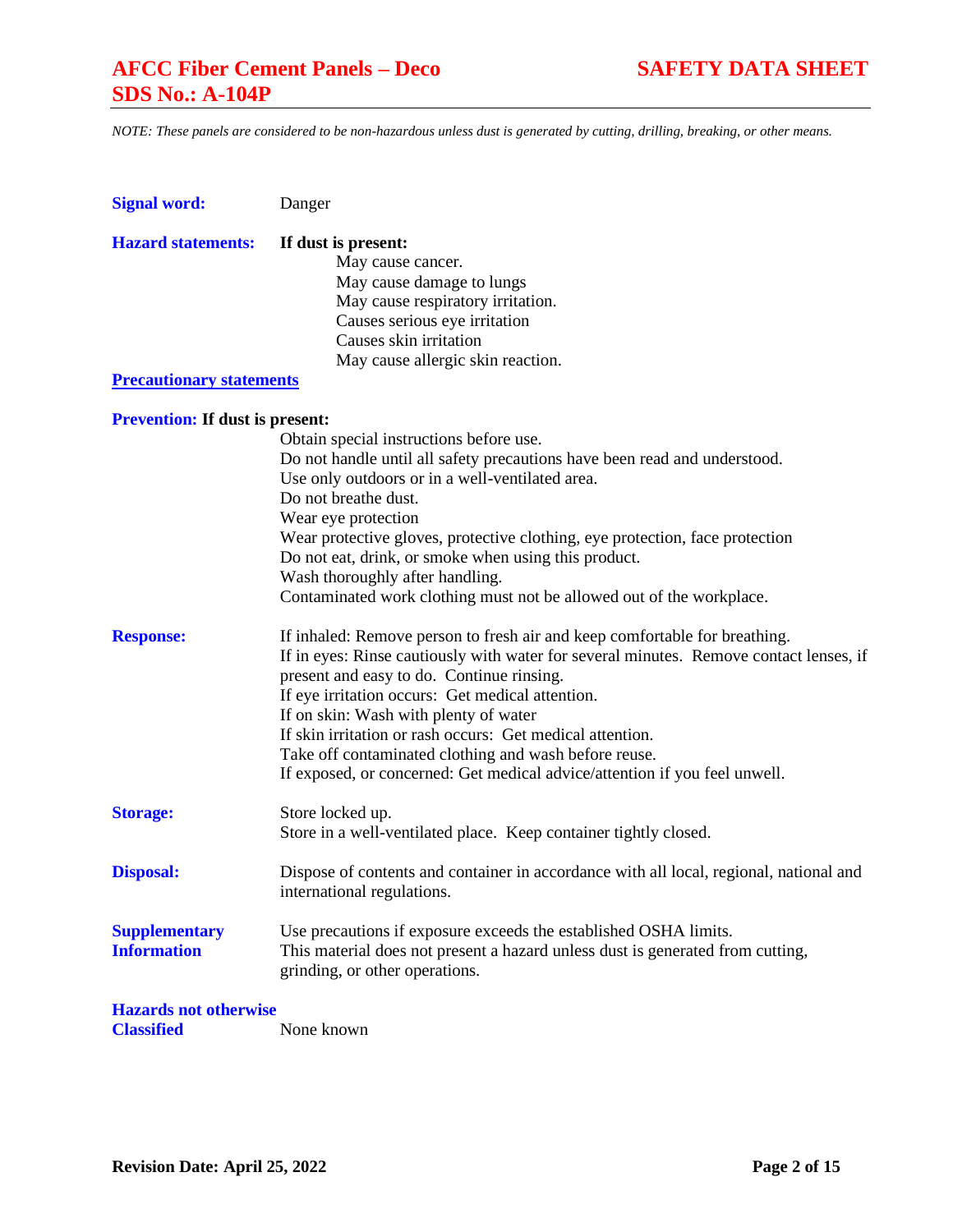*NOTE: These panels are considered to be non-hazardous unless dust is generated by cutting, drilling, breaking, or other means.*

**Signal word:** Danger

**Hazard statements:** **If dust is present:**

May cause cancer.
May cause damage to lungs
May cause respiratory irritation.
Causes serious eye irritation
Causes skin irritation
May cause allergic skin reaction.

**Precautionary statements**

**Prevention: If dust is present:**

Obtain special instructions before use.
Do not handle until all safety precautions have been read and understood.
Use only outdoors or in a well-ventilated area.
Do not breathe dust.
Wear eye protection
Wear protective gloves, protective clothing, eye protection, face protection
Do not eat, drink, or smoke when using this product.
Wash thoroughly after handling.
Contaminated work clothing must not be allowed out of the workplace.

**Response:**

If inhaled: Remove person to fresh air and keep comfortable for breathing.
If in eyes: Rinse cautiously with water for several minutes. Remove contact lenses, if present and easy to do. Continue rinsing.
If eye irritation occurs: Get medical attention.
If on skin: Wash with plenty of water
If skin irritation or rash occurs: Get medical attention.
Take off contaminated clothing and wash before reuse.
If exposed, or concerned: Get medical advice/attention if you feel unwell.

**Storage:**

Store locked up.
Store in a well-ventilated place. Keep container tightly closed.

**Disposal:**

Dispose of contents and container in accordance with all local, regional, national and international regulations.

**Supplementary Information**

Use precautions if exposure exceeds the established OSHA limits.
This material does not present a hazard unless dust is generated from cutting, grinding, or other operations.

**Hazards not otherwise Classified** None known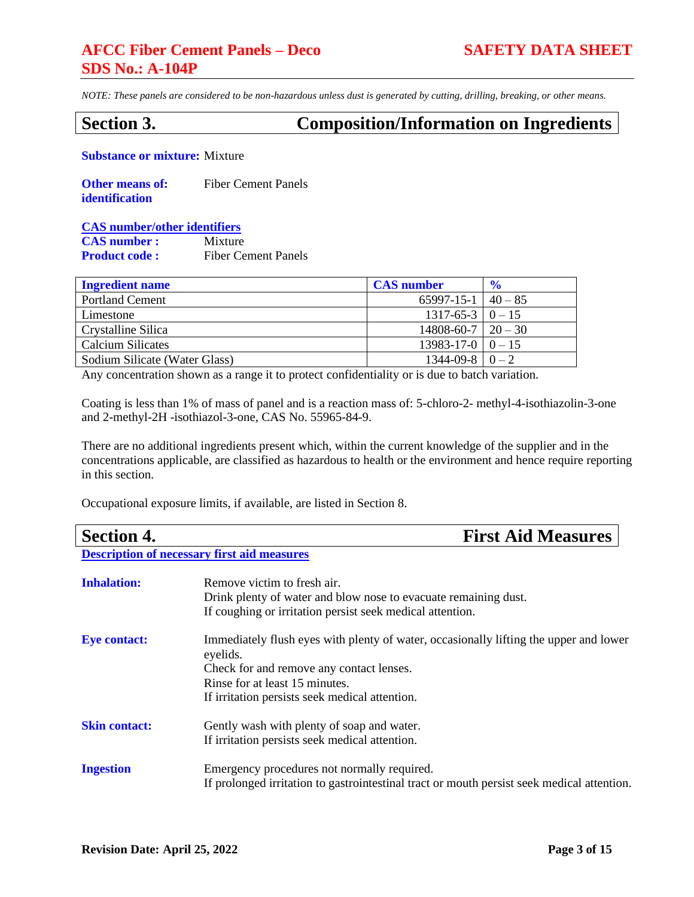*NOTE: These panels are considered to be non-hazardous unless dust is generated by cutting, drilling, breaking, or other means.*

## Section 3. Composition/Information on Ingredients

**Substance or mixture:** Mixture

**Other means of: identification** Fiber Cement Panels

**CAS number/other identifiers**

**CAS number :** Mixture

**Product code :** Fiber Cement Panels

| Ingredient name | CAS number | % |
|---|---|---|
| Portland Cement | 65997-15-1 | 40 – 85 |
| Limestone | 1317-65-3 | 0 – 15 |
| Crystalline Silica | 14808-60-7 | 20 – 30 |
| Calcium Silicates | 13983-17-0 | 0 – 15 |
| Sodium Silicate (Water Glass) | 1344-09-8 | 0 – 2 |

Any concentration shown as a range it to protect confidentiality or is due to batch variation.

Coating is less than 1% of mass of panel and is a reaction mass of: 5-chloro-2- methyl-4-isothiazolin-3-one and 2-methyl-2H -isothiazol-3-one, CAS No. 55965-84-9.

There are no additional ingredients present which, within the current knowledge of the supplier and in the concentrations applicable, are classified as hazardous to health or the environment and hence require reporting in this section.

Occupational exposure limits, if available, are listed in Section 8.

## Section 4. First Aid Measures

**Description of necessary first aid measures**

**Inhalation:** Remove victim to fresh air.
Drink plenty of water and blow nose to evacuate remaining dust.
If coughing or irritation persist seek medical attention.

**Eye contact:** Immediately flush eyes with plenty of water, occasionally lifting the upper and lower eyelids.
Check for and remove any contact lenses.
Rinse for at least 15 minutes.
If irritation persists seek medical attention.

**Skin contact:** Gently wash with plenty of soap and water.
If irritation persists seek medical attention.

**Ingestion** Emergency procedures not normally required.
If prolonged irritation to gastrointestinal tract or mouth persist seek medical attention.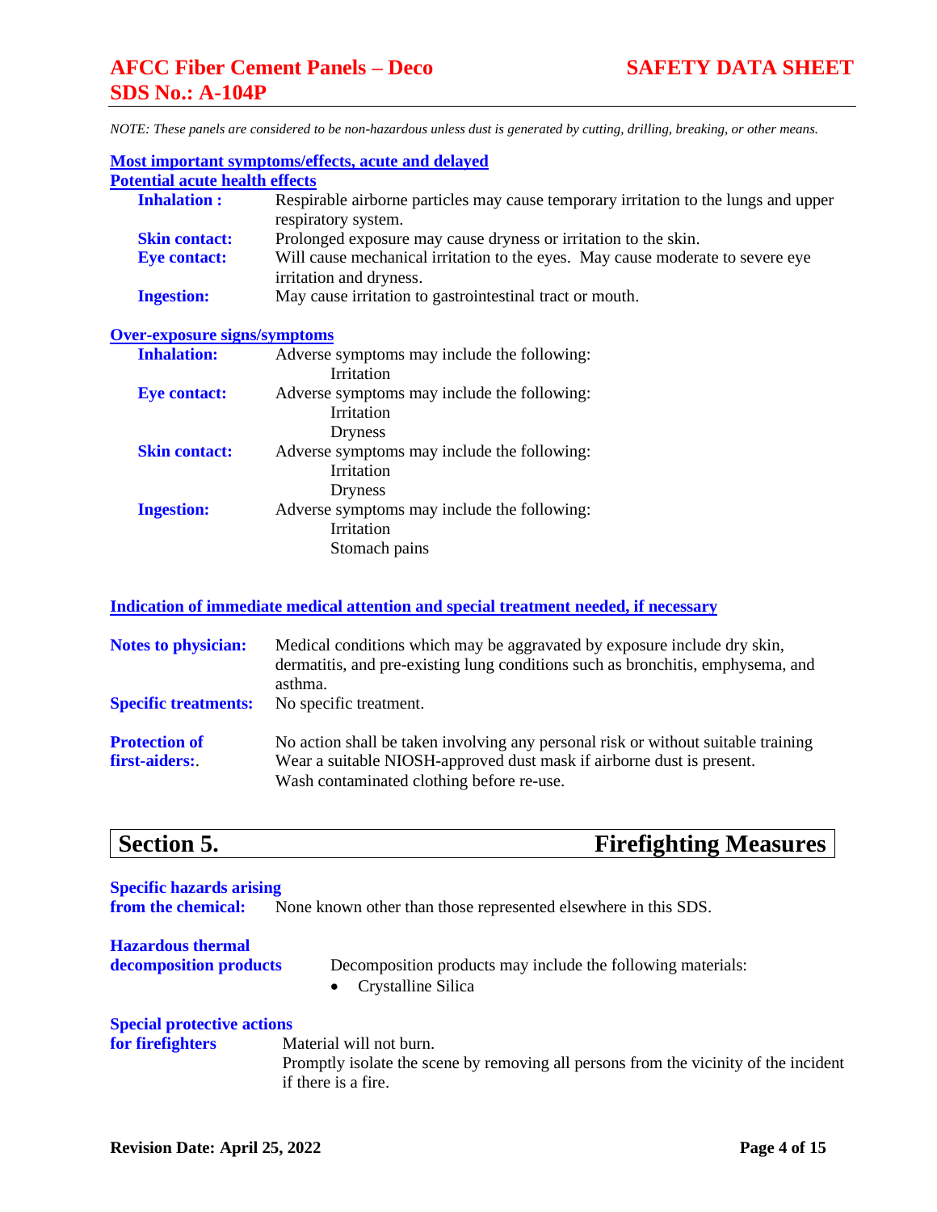*NOTE: These panels are considered to be non-hazardous unless dust is generated by cutting, drilling, breaking, or other means.*

**Most important symptoms/effects, acute and delayed**

**Potential acute health effects**

**Inhalation :** Respirable airborne particles may cause temporary irritation to the lungs and upper respiratory system.

**Skin contact:** Prolonged exposure may cause dryness or irritation to the skin.

**Eye contact:** Will cause mechanical irritation to the eyes. May cause moderate to severe eye irritation and dryness.

**Ingestion:** May cause irritation to gastrointestinal tract or mouth.

**Over-exposure signs/symptoms**

**Inhalation:** Adverse symptoms may include the following:
- Irritation

**Eye contact:** Adverse symptoms may include the following:
- Irritation
- Dryness

**Skin contact:** Adverse symptoms may include the following:
- Irritation
- Dryness

**Ingestion:** Adverse symptoms may include the following:
- Irritation
- Stomach pains

**Indication of immediate medical attention and special treatment needed, if necessary**

**Notes to physician:** Medical conditions which may be aggravated by exposure include dry skin, dermatitis, and pre-existing lung conditions such as bronchitis, emphysema, and asthma.

**Specific treatments:** No specific treatment.

**Protection of first-aiders:.** No action shall be taken involving any personal risk or without suitable training Wear a suitable NIOSH-approved dust mask if airborne dust is present. Wash contaminated clothing before re-use.

## Section 5. Firefighting Measures

**Specific hazards arising from the chemical:** None known other than those represented elsewhere in this SDS.

**Hazardous thermal decomposition products** Decomposition products may include the following materials:
- Crystalline Silica

**Special protective actions for firefighters** Material will not burn. Promptly isolate the scene by removing all persons from the vicinity of the incident if there is a fire.

**Revision Date: April 25, 2022**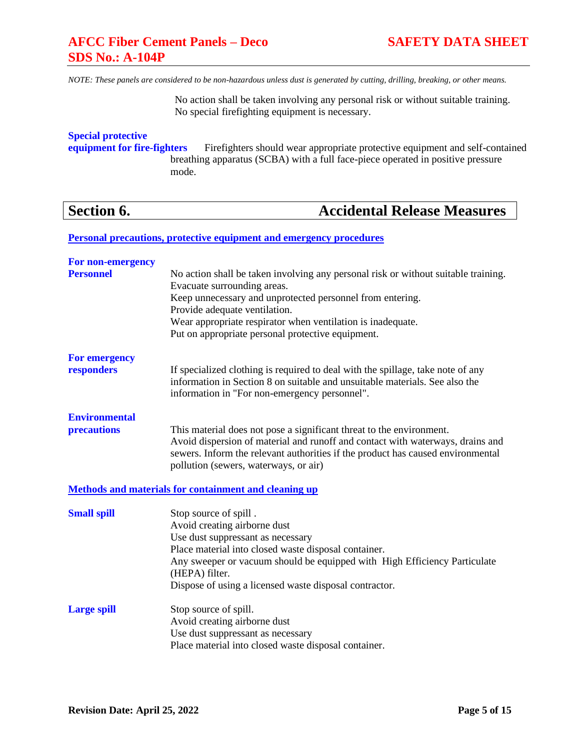*NOTE: These panels are considered to be non-hazardous unless dust is generated by cutting, drilling, breaking, or other means.*

No action shall be taken involving any personal risk or without suitable training.
No special firefighting equipment is necessary.

**Special protective equipment for fire-fighters** Firefighters should wear appropriate protective equipment and self-contained breathing apparatus (SCBA) with a full face-piece operated in positive pressure mode.

## Section 6. Accidental Release Measures

**Personal precautions, protective equipment and emergency procedures**

**For non-emergency Personnel**
No action shall be taken involving any personal risk or without suitable training.
Evacuate surrounding areas.
Keep unnecessary and unprotected personnel from entering.
Provide adequate ventilation.
Wear appropriate respirator when ventilation is inadequate.
Put on appropriate personal protective equipment.

**For emergency responders**
If specialized clothing is required to deal with the spillage, take note of any information in Section 8 on suitable and unsuitable materials. See also the information in "For non-emergency personnel".

**Environmental precautions**
This material does not pose a significant threat to the environment.
Avoid dispersion of material and runoff and contact with waterways, drains and sewers. Inform the relevant authorities if the product has caused environmental pollution (sewers, waterways, or air)

**Methods and materials for containment and cleaning up**

**Small spill**
Stop source of spill .
Avoid creating airborne dust
Use dust suppressant as necessary
Place material into closed waste disposal container.
Any sweeper or vacuum should be equipped with High Efficiency Particulate (HEPA) filter.
Dispose of using a licensed waste disposal contractor.

**Large spill**
Stop source of spill.
Avoid creating airborne dust
Use dust suppressant as necessary
Place material into closed waste disposal container.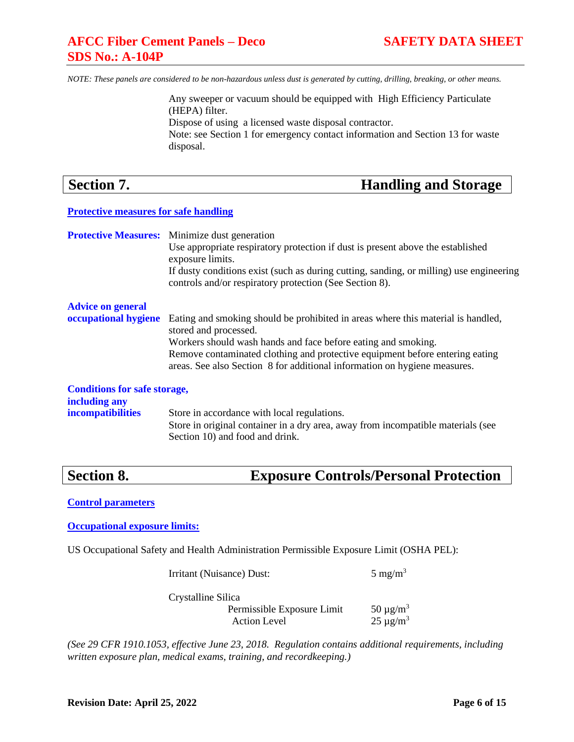*NOTE: These panels are considered to be non-hazardous unless dust is generated by cutting, drilling, breaking, or other means.*

Any sweeper or vacuum should be equipped with High Efficiency Particulate (HEPA) filter.
Dispose of using a licensed waste disposal contractor.
Note: see Section 1 for emergency contact information and Section 13 for waste disposal.

## Section 7. Handling and Storage

**Protective measures for safe handling**

**Protective Measures:** Minimize dust generation
Use appropriate respiratory protection if dust is present above the established exposure limits.
If dusty conditions exist (such as during cutting, sanding, or milling) use engineering controls and/or respiratory protection (See Section 8).

**Advice on general occupational hygiene** Eating and smoking should be prohibited in areas where this material is handled, stored and processed.
Workers should wash hands and face before eating and smoking.
Remove contaminated clothing and protective equipment before entering eating areas. See also Section 8 for additional information on hygiene measures.

**Conditions for safe storage, including any incompatibilities** Store in accordance with local regulations.
Store in original container in a dry area, away from incompatible materials (see Section 10) and food and drink.

## Section 8. Exposure Controls/Personal Protection

**Control parameters**

**Occupational exposure limits:**

US Occupational Safety and Health Administration Permissible Exposure Limit (OSHA PEL):

| | |
|---|---|
| Irritant (Nuisance) Dust: | 5 mg/m$^3$ |
| Crystalline Silica | |
| Permissible Exposure Limit | 50 µg/m$^3$ |
| Action Level | 25 µg/m$^3$ |

*(See 29 CFR 1910.1053, effective June 23, 2018. Regulation contains additional requirements, including written exposure plan, medical exams, training, and recordkeeping.)*

**Revision Date: April 25, 2022**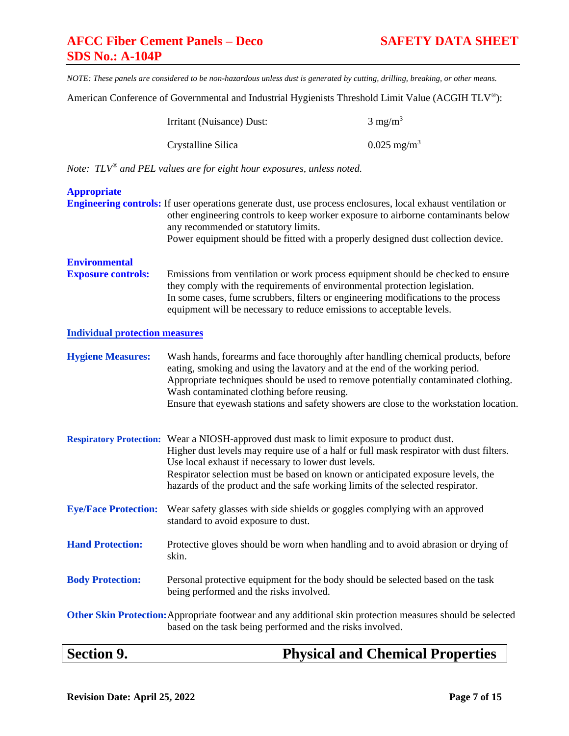*NOTE: These panels are considered to be non-hazardous unless dust is generated by cutting, drilling, breaking, or other means.*

American Conference of Governmental and Industrial Hygienists Threshold Limit Value (ACGIH TLV®):

| | |
|---|---|
| Irritant (Nuisance) Dust: | 3 $mg/m^3$ |
| Crystalline Silica | 0.025 $mg/m^3$ |

*Note: TLV® and PEL values are for eight hour exposures, unless noted.*

**Appropriate Engineering controls:** If user operations generate dust, use process enclosures, local exhaust ventilation or other engineering controls to keep worker exposure to airborne contaminants below any recommended or statutory limits.
Power equipment should be fitted with a properly designed dust collection device.

**Environmental Exposure controls:** Emissions from ventilation or work process equipment should be checked to ensure they comply with the requirements of environmental protection legislation.
In some cases, fume scrubbers, filters or engineering modifications to the process equipment will be necessary to reduce emissions to acceptable levels.

**Individual protection measures**

**Hygiene Measures:** Wash hands, forearms and face thoroughly after handling chemical products, before eating, smoking and using the lavatory and at the end of the working period.
Appropriate techniques should be used to remove potentially contaminated clothing.
Wash contaminated clothing before reusing.
Ensure that eyewash stations and safety showers are close to the workstation location.

**Respiratory Protection:** Wear a NIOSH-approved dust mask to limit exposure to product dust.
Higher dust levels may require use of a half or full mask respirator with dust filters.
Use local exhaust if necessary to lower dust levels.
Respirator selection must be based on known or anticipated exposure levels, the hazards of the product and the safe working limits of the selected respirator.

**Eye/Face Protection:** Wear safety glasses with side shields or goggles complying with an approved standard to avoid exposure to dust.

**Hand Protection:** Protective gloves should be worn when handling and to avoid abrasion or drying of skin.

**Body Protection:** Personal protective equipment for the body should be selected based on the task being performed and the risks involved.

**Other Skin Protection:** Appropriate footwear and any additional skin protection measures should be selected based on the task being performed and the risks involved.

## Section 9. Physical and Chemical Properties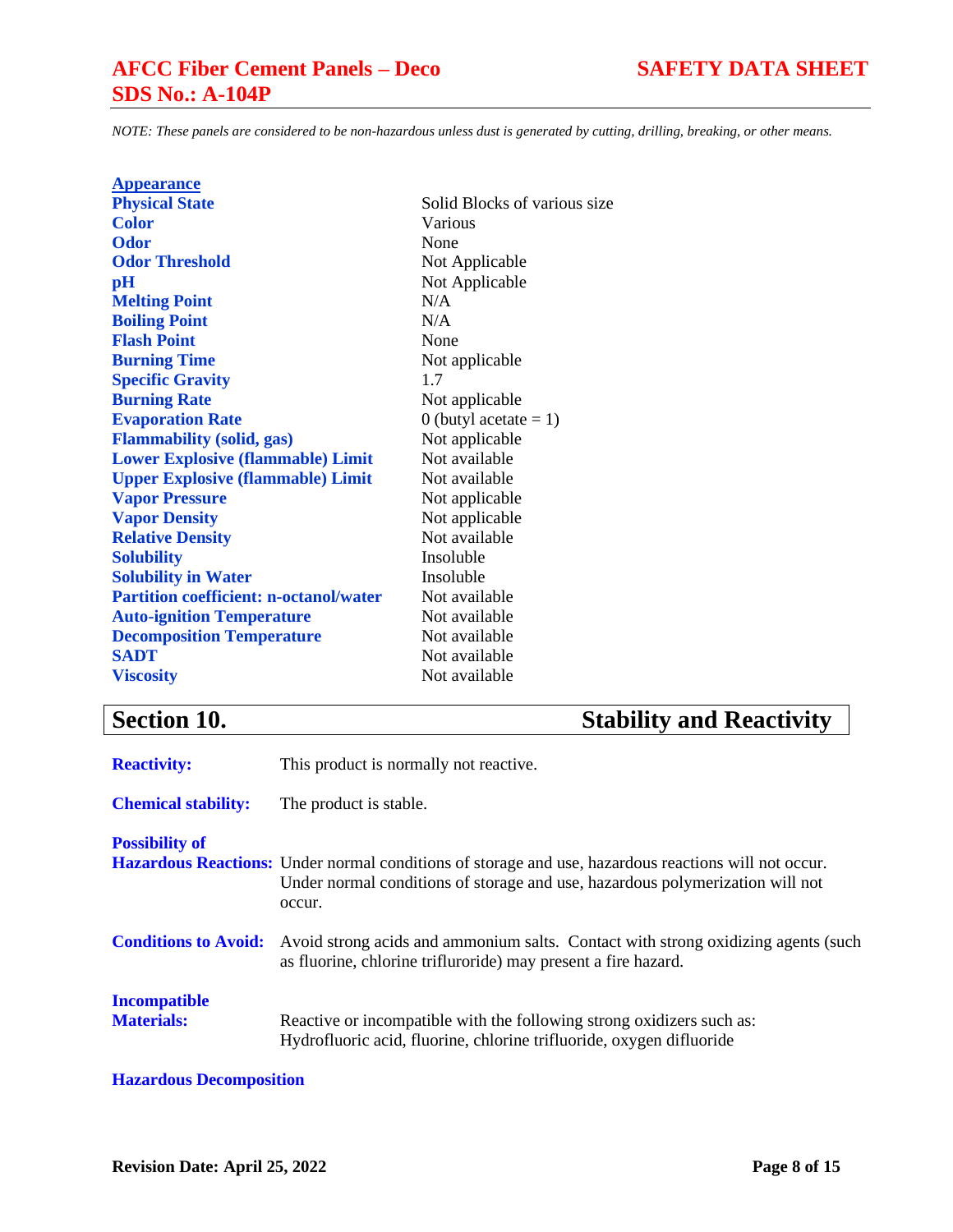*NOTE: These panels are considered to be non-hazardous unless dust is generated by cutting, drilling, breaking, or other means.*

| **Appearance** | |
|---|---|
| **Physical State** | Solid Blocks of various size |
| **Color** | Various |
| **Odor** | None |
| **Odor Threshold** | Not Applicable |
| **pH** | Not Applicable |
| **Melting Point** | N/A |
| **Boiling Point** | N/A |
| **Flash Point** | None |
| **Burning Time** | Not applicable |
| **Specific Gravity** | 1.7 |
| **Burning Rate** | Not applicable |
| **Evaporation Rate** | 0 (butyl acetate = 1) |
| **Flammability (solid, gas)** | Not applicable |
| **Lower Explosive (flammable) Limit** | Not available |
| **Upper Explosive (flammable) Limit** | Not available |
| **Vapor Pressure** | Not applicable |
| **Vapor Density** | Not applicable |
| **Relative Density** | Not available |
| **Solubility** | Insoluble |
| **Solubility in Water** | Insoluble |
| **Partition coefficient: n-octanol/water** | Not available |
| **Auto-ignition Temperature** | Not available |
| **Decomposition Temperature** | Not available |
| **SADT** | Not available |
| **Viscosity** | Not available |

## Section 10. Stability and Reactivity

**Reactivity:** This product is normally not reactive.

**Chemical stability:** The product is stable.

**Possibility of Hazardous Reactions:** Under normal conditions of storage and use, hazardous reactions will not occur. Under normal conditions of storage and use, hazardous polymerization will not occur.

**Conditions to Avoid:** Avoid strong acids and ammonium salts. Contact with strong oxidizing agents (such as fluorine, chlorine trifluroride) may present a fire hazard.

**Incompatible Materials:** Reactive or incompatible with the following strong oxidizers such as: Hydrofluoric acid, fluorine, chlorine trifluoride, oxygen difluoride

**Hazardous Decomposition**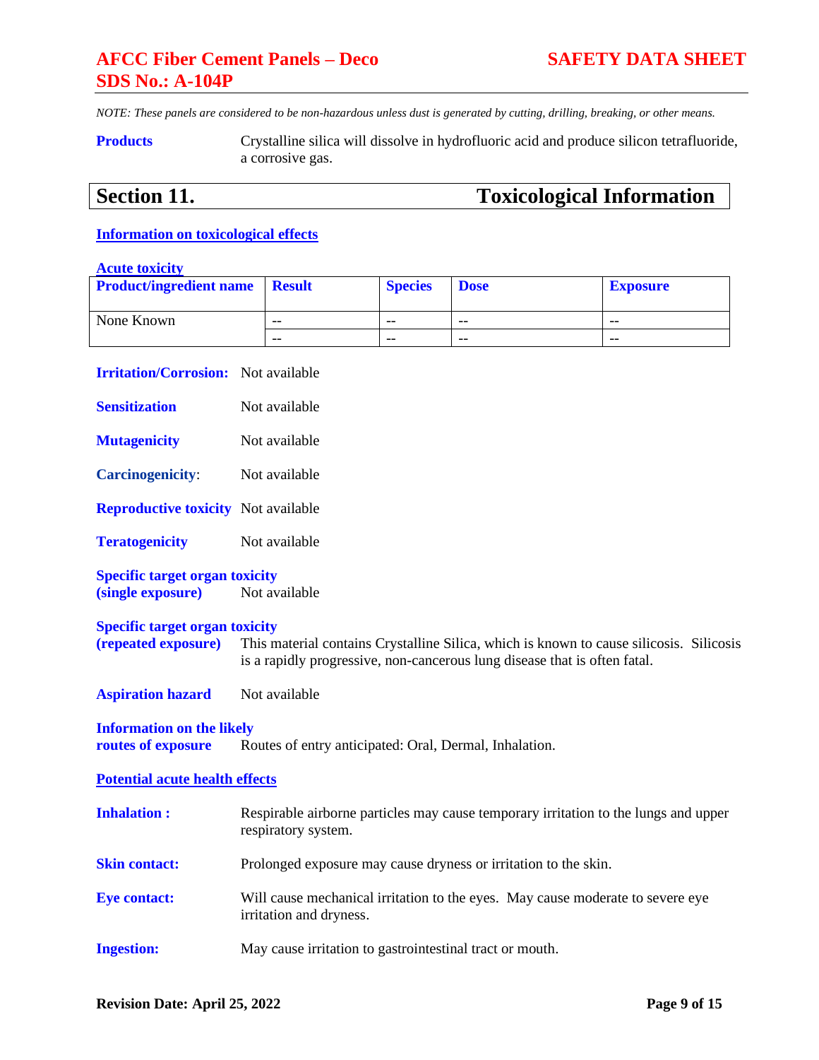*NOTE: These panels are considered to be non-hazardous unless dust is generated by cutting, drilling, breaking, or other means.*

**Products** Crystalline silica will dissolve in hydrofluoric acid and produce silicon tetrafluoride, a corrosive gas.

## Section 11. Toxicological Information

**Information on toxicological effects**

**Acute toxicity**

| Product/ingredient name | Result | Species | Dose | Exposure |
|---|---|---|---|---|
| None Known | -- | -- | -- | -- |
| | -- | -- | -- | -- |

**Irritation/Corrosion:** Not available

**Sensitization** Not available

**Mutagenicity** Not available

**Carcinogenicity**: Not available

**Reproductive toxicity** Not available

**Teratogenicity** Not available

**Specific target organ toxicity (single exposure)** Not available

**Specific target organ toxicity (repeated exposure)** This material contains Crystalline Silica, which is known to cause silicosis. Silicosis is a rapidly progressive, non-cancerous lung disease that is often fatal.

**Aspiration hazard** Not available

**Information on the likely routes of exposure** Routes of entry anticipated: Oral, Dermal, Inhalation.

**Potential acute health effects**

**Inhalation :** Respirable airborne particles may cause temporary irritation to the lungs and upper respiratory system.

**Skin contact:** Prolonged exposure may cause dryness or irritation to the skin.

**Eye contact:** Will cause mechanical irritation to the eyes. May cause moderate to severe eye irritation and dryness.

**Ingestion:** May cause irritation to gastrointestinal tract or mouth.

**Revision Date: April 25, 2022**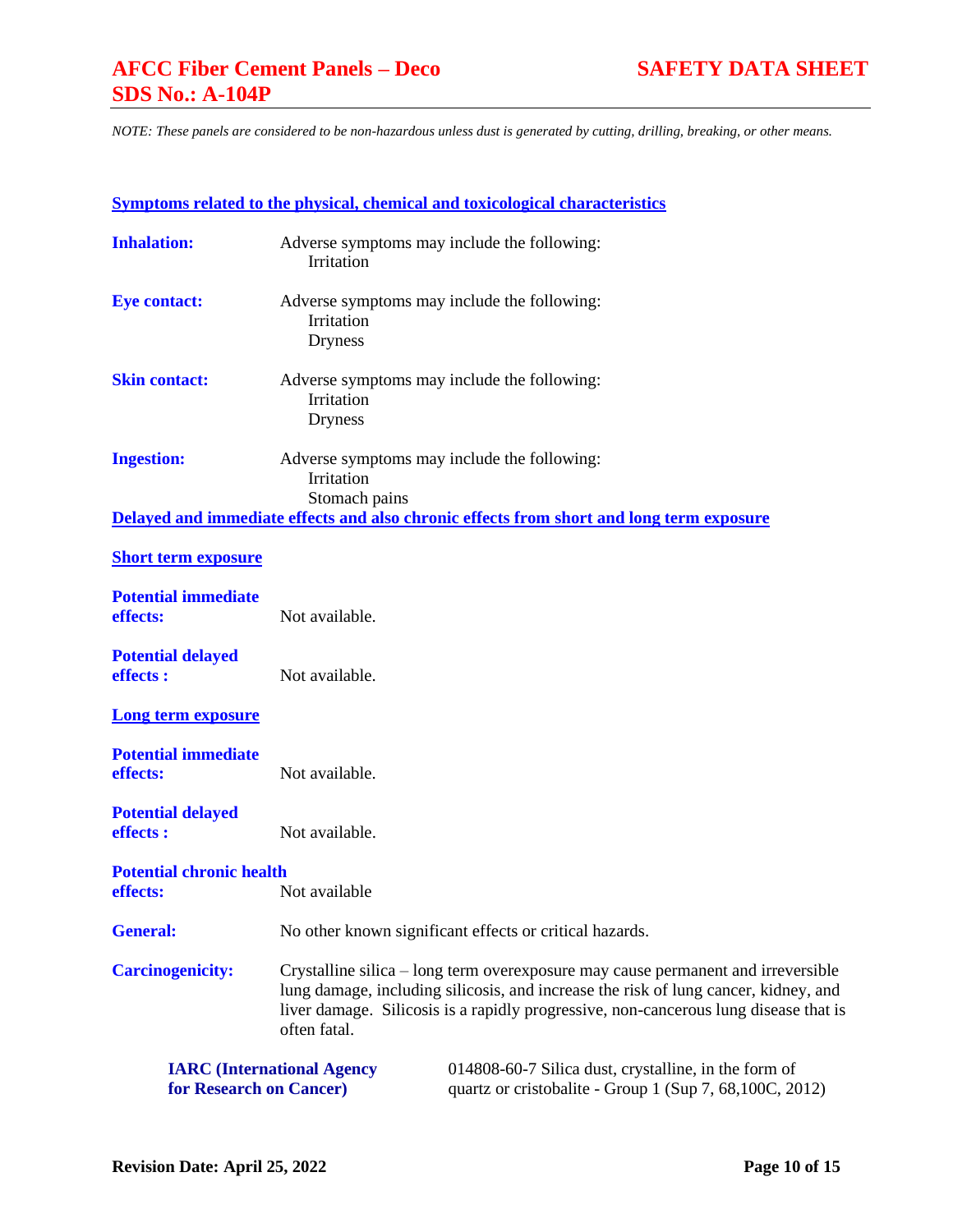*NOTE: These panels are considered to be non-hazardous unless dust is generated by cutting, drilling, breaking, or other means.*

## Symptoms related to the physical, chemical and toxicological characteristics

**Inhalation:** Adverse symptoms may include the following:
- Irritation

**Eye contact:** Adverse symptoms may include the following:
- Irritation
- Dryness

**Skin contact:** Adverse symptoms may include the following:
- Irritation
- Dryness

**Ingestion:** Adverse symptoms may include the following:
- Irritation
- Stomach pains

## Delayed and immediate effects and also chronic effects from short and long term exposure

### Short term exposure

**Potential immediate effects:** Not available.

**Potential delayed effects :** Not available.

### Long term exposure

**Potential immediate effects:** Not available.

**Potential delayed effects :** Not available.

**Potential chronic health effects:** Not available

**General:** No other known significant effects or critical hazards.

**Carcinogenicity:** Crystalline silica – long term overexposure may cause permanent and irreversible lung damage, including silicosis, and increase the risk of lung cancer, kidney, and liver damage. Silicosis is a rapidly progressive, non-cancerous lung disease that is often fatal.

**IARC (International Agency for Research on Cancer)** 014808-60-7 Silica dust, crystalline, in the form of quartz or cristobalite - Group 1 (Sup 7, 68,100C, 2012)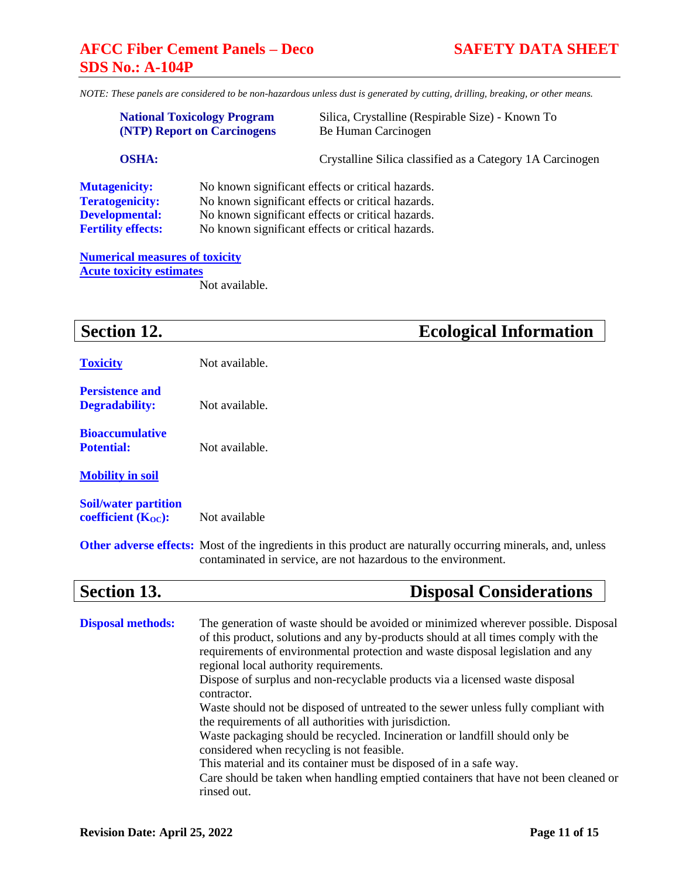*NOTE: These panels are considered to be non-hazardous unless dust is generated by cutting, drilling, breaking, or other means.*

**National Toxicology Program (NTP) Report on Carcinogens**: Silica, Crystalline (Respirable Size) - Known To Be Human Carcinogen

**OSHA:** Crystalline Silica classified as a Category 1A Carcinogen

**Mutagenicity:** No known significant effects or critical hazards.
**Teratogenicity:** No known significant effects or critical hazards.
**Developmental:** No known significant effects or critical hazards.
**Fertility effects:** No known significant effects or critical hazards.

**Numerical measures of toxicity**
**Acute toxicity estimates**
Not available.

## Section 12. Ecological Information

**Toxicity** Not available.

**Persistence and Degradability:** Not available.

**Bioaccumulative Potential:** Not available.

**Mobility in soil**

**Soil/water partition coefficient ($K_{OC}$):** Not available

**Other adverse effects:** Most of the ingredients in this product are naturally occurring minerals, and, unless contaminated in service, are not hazardous to the environment.

## Section 13. Disposal Considerations

**Disposal methods:** The generation of waste should be avoided or minimized wherever possible. Disposal of this product, solutions and any by-products should at all times comply with the requirements of environmental protection and waste disposal legislation and any regional local authority requirements.
Dispose of surplus and non-recyclable products via a licensed waste disposal contractor.
Waste should not be disposed of untreated to the sewer unless fully compliant with the requirements of all authorities with jurisdiction.
Waste packaging should be recycled. Incineration or landfill should only be considered when recycling is not feasible.
This material and its container must be disposed of in a safe way.
Care should be taken when handling emptied containers that have not been cleaned or rinsed out.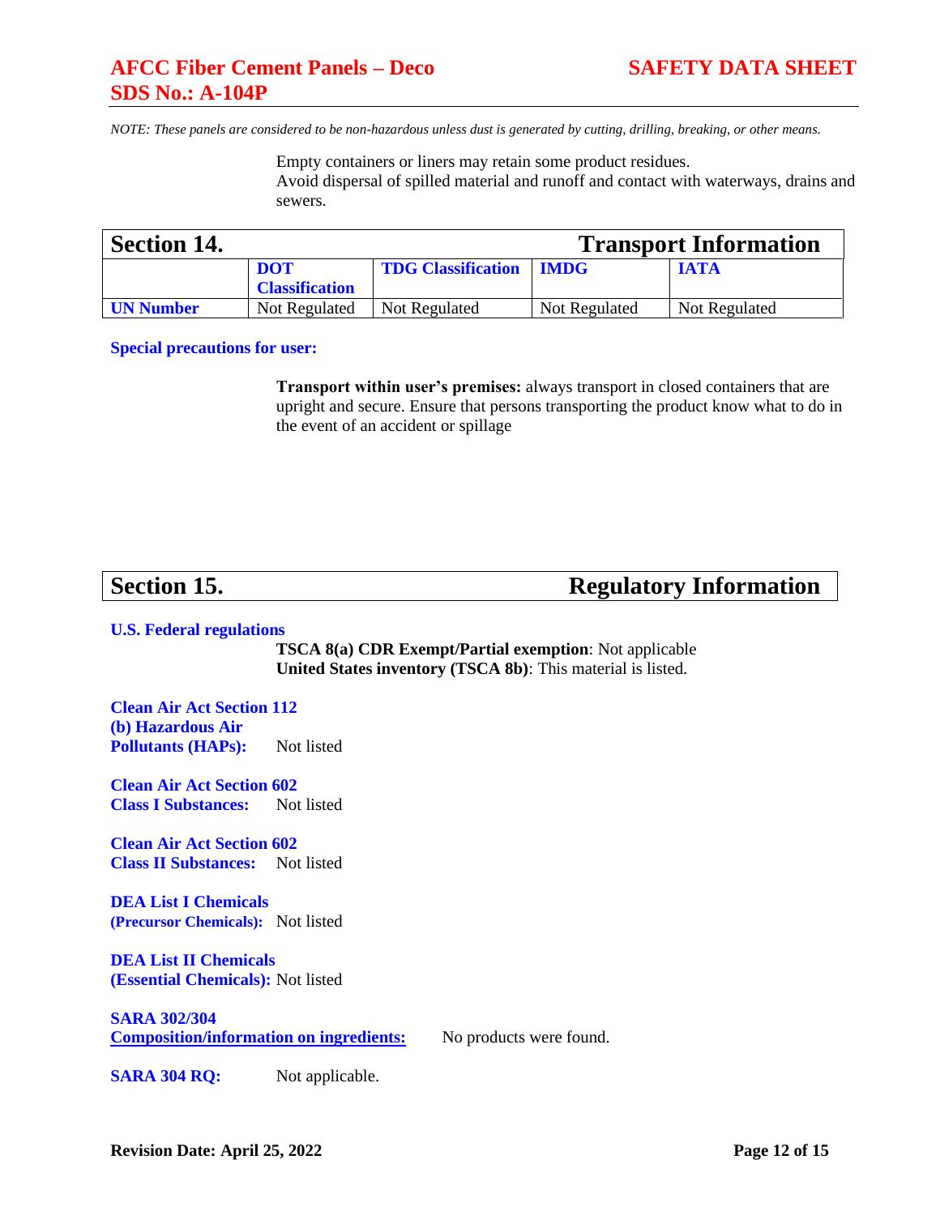Empty containers or liners may retain some product residues.
Avoid dispersal of spilled material and runoff and contact with waterways, drains and sewers.

## Section 14. Transport Information

| | DOT Classification | TDG Classification | IMDG | IATA |
|---|---|---|---|---|
| **UN Number** | Not Regulated | Not Regulated | Not Regulated | Not Regulated |

**Special precautions for user:**

**Transport within user's premises:** always transport in closed containers that are upright and secure. Ensure that persons transporting the product know what to do in the event of an accident or spillage

## Section 15. Regulatory Information

**U.S. Federal regulations**

**TSCA 8(a) CDR Exempt/Partial exemption**: Not applicable
**United States inventory (TSCA 8b)**: This material is listed.

**Clean Air Act Section 112 (b) Hazardous Air Pollutants (HAPs):** Not listed

**Clean Air Act Section 602 Class I Substances:** Not listed

**Clean Air Act Section 602 Class II Substances:** Not listed

**DEA List I Chemicals (Precursor Chemicals):** Not listed

**DEA List II Chemicals (Essential Chemicals):** Not listed

**SARA 302/304 Composition/information on ingredients:** No products were found.

**SARA 304 RQ:** Not applicable.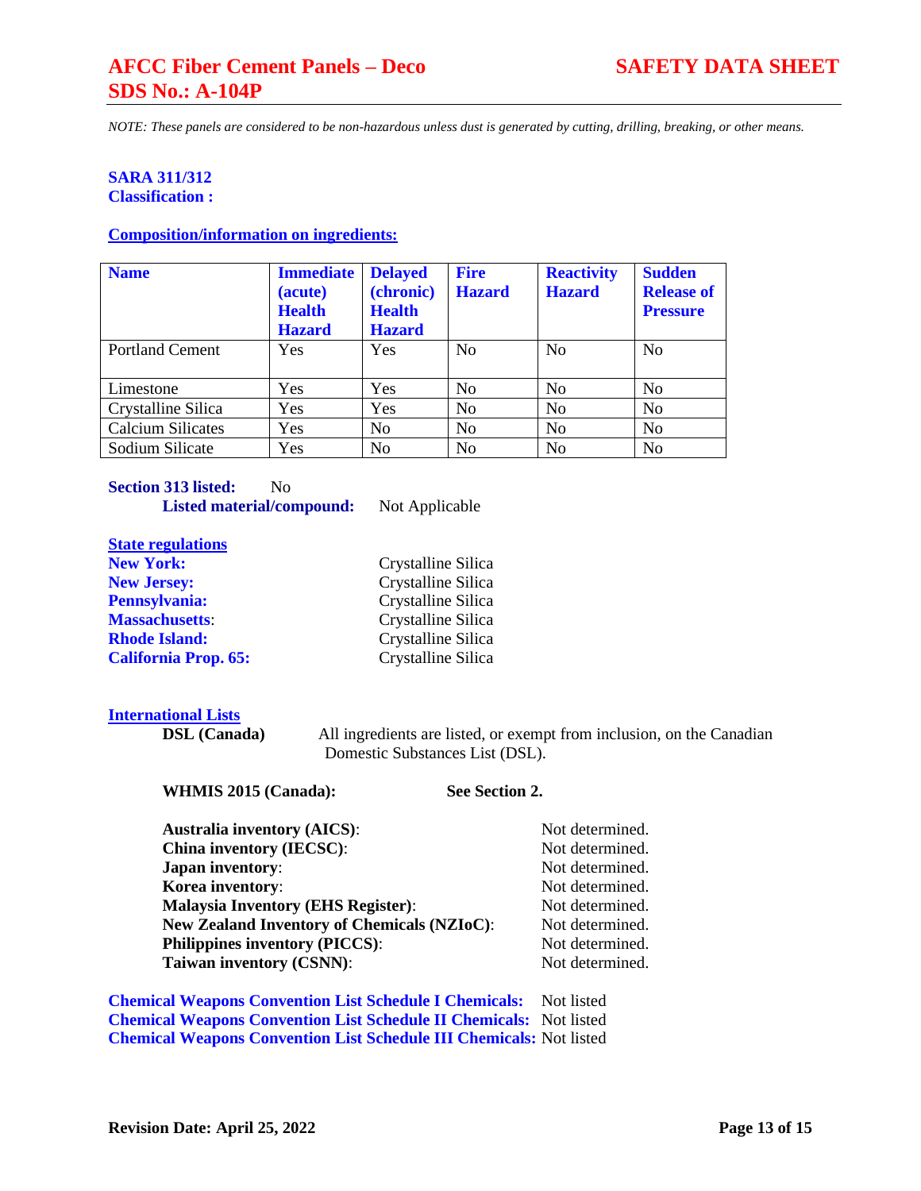*NOTE: These panels are considered to be non-hazardous unless dust is generated by cutting, drilling, breaking, or other means.*

**SARA 311/312**
**Classification :**

**Composition/information on ingredients:**

| Name | Immediate (acute) Health Hazard | Delayed (chronic) Health Hazard | Fire Hazard | Reactivity Hazard | Sudden Release of Pressure |
|---|---|---|---|---|---|
| Portland Cement | Yes | Yes | No | No | No |
| Limestone | Yes | Yes | No | No | No |
| Crystalline Silica | Yes | Yes | No | No | No |
| Calcium Silicates | Yes | No | No | No | No |
| Sodium Silicate | Yes | No | No | No | No |

**Section 313 listed:** No
**Listed material/compound:** Not Applicable

**State regulations**

**New York:** Crystalline Silica
**New Jersey:** Crystalline Silica
**Pennsylvania:** Crystalline Silica
**Massachusetts**: Crystalline Silica
**Rhode Island:** Crystalline Silica
**California Prop. 65:** Crystalline Silica

**International Lists**

**DSL (Canada)** All ingredients are listed, or exempt from inclusion, on the Canadian Domestic Substances List (DSL).

**WHMIS 2015 (Canada):** **See Section 2.**

**Australia inventory (AICS)**: Not determined.
**China inventory (IECSC)**: Not determined.
**Japan inventory**: Not determined.
**Korea inventory**: Not determined.
**Malaysia Inventory (EHS Register)**: Not determined.
**New Zealand Inventory of Chemicals (NZIoC)**: Not determined.
**Philippines inventory (PICCS)**: Not determined.
**Taiwan inventory (CSNN)**: Not determined.

**Chemical Weapons Convention List Schedule I Chemicals:** Not listed
**Chemical Weapons Convention List Schedule II Chemicals:** Not listed
**Chemical Weapons Convention List Schedule III Chemicals:** Not listed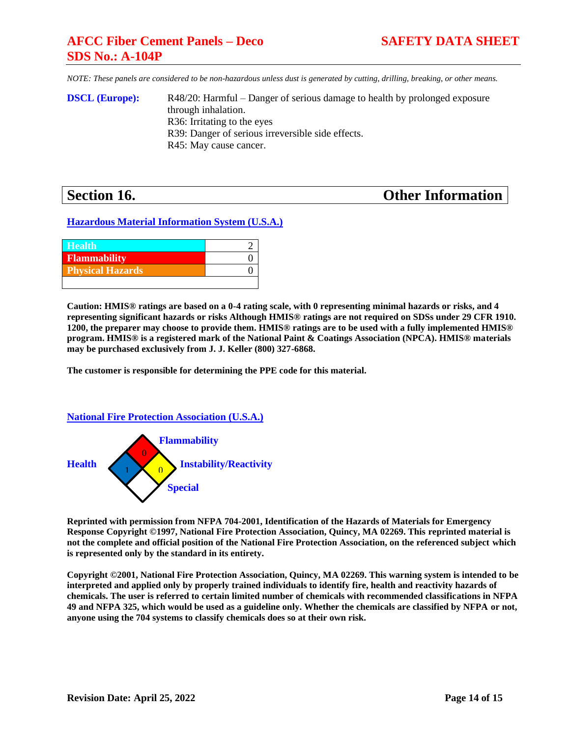*NOTE: These panels are considered to be non-hazardous unless dust is generated by cutting, drilling, breaking, or other means.*

**DSCL (Europe):**

R48/20: Harmful – Danger of serious damage to health by prolonged exposure through inhalation.
R36: Irritating to the eyes
R39: Danger of serious irreversible side effects.
R45: May cause cancer.

## Section 16. Other Information

### Hazardous Material Information System (U.S.A.)

| Hazard | Rating |
|---|---|
| Health | 2 |
| Flammability | 0 |
| Physical Hazards | 0 |
| | |

**Caution: HMIS® ratings are based on a 0-4 rating scale, with 0 representing minimal hazards or risks, and 4 representing significant hazards or risks Although HMIS® ratings are not required on SDSs under 29 CFR 1910. 1200, the preparer may choose to provide them. HMIS® ratings are to be used with a fully implemented HMIS® program. HMIS® is a registered mark of the National Paint & Coatings Association (NPCA). HMIS® materials may be purchased exclusively from J. J. Keller (800) 327-6868.**

**The customer is responsible for determining the PPE code for this material.**

### National Fire Protection Association (U.S.A.)

Health: 1
Flammability: 0
Instability/Reactivity: 0
Special:

**Reprinted with permission from NFPA 704-2001, Identification of the Hazards of Materials for Emergency Response Copyright ©1997, National Fire Protection Association, Quincy, MA 02269. This reprinted material is not the complete and official position of the National Fire Protection Association, on the referenced subject which is represented only by the standard in its entirety.**

**Copyright ©2001, National Fire Protection Association, Quincy, MA 02269. This warning system is intended to be interpreted and applied only by properly trained individuals to identify fire, health and reactivity hazards of chemicals. The user is referred to certain limited number of chemicals with recommended classifications in NFPA 49 and NFPA 325, which would be used as a guideline only. Whether the chemicals are classified by NFPA or not, anyone using the 704 systems to classify chemicals does so at their own risk.**

**Revision Date: April 25, 2022**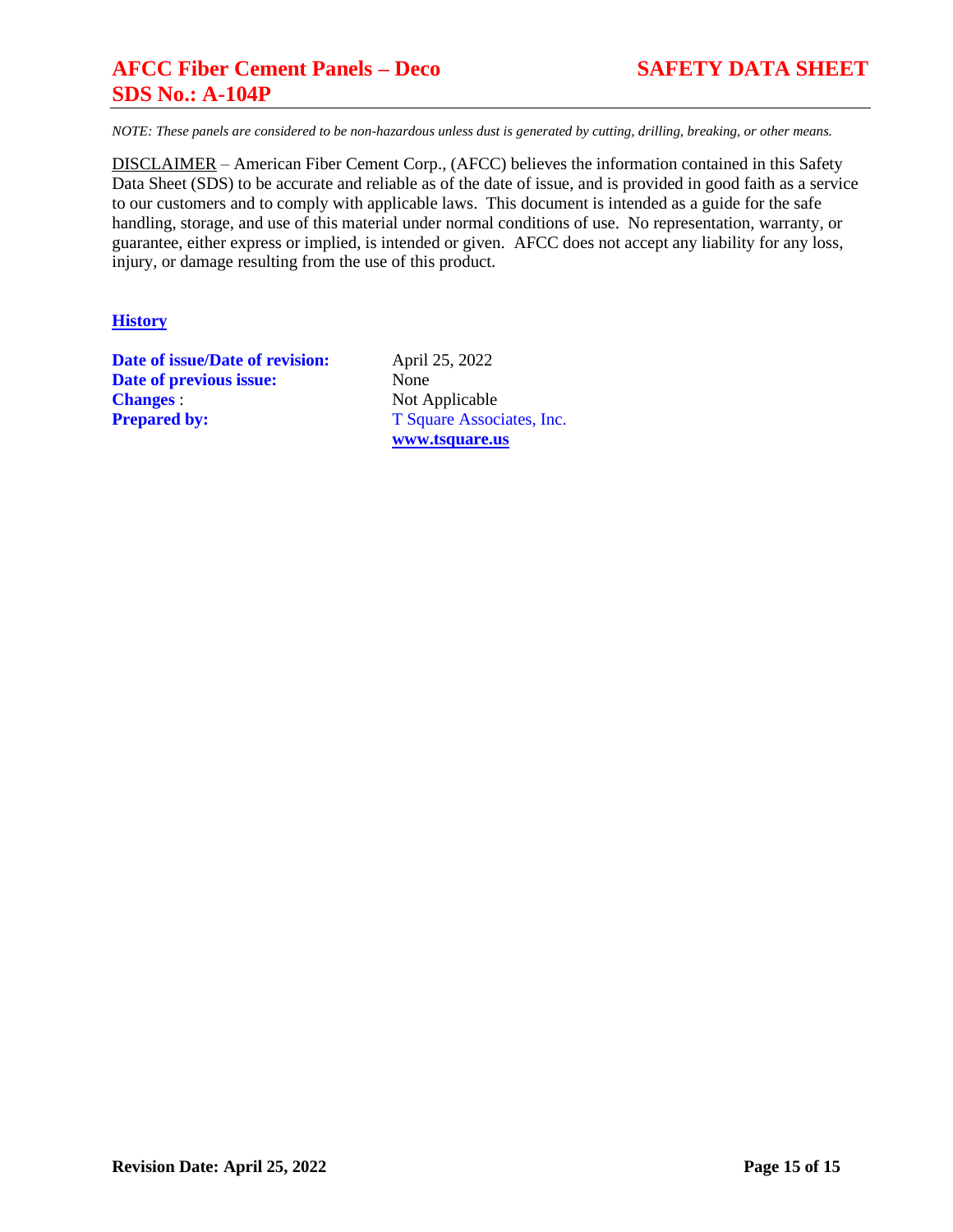*NOTE: These panels are considered to be non-hazardous unless dust is generated by cutting, drilling, breaking, or other means.*

DISCLAIMER – American Fiber Cement Corp., (AFCC) believes the information contained in this Safety Data Sheet (SDS) to be accurate and reliable as of the date of issue, and is provided in good faith as a service to our customers and to comply with applicable laws. This document is intended as a guide for the safe handling, storage, and use of this material under normal conditions of use. No representation, warranty, or guarantee, either express or implied, is intended or given. AFCC does not accept any liability for any loss, injury, or damage resulting from the use of this product.

**History**

**Date of issue/Date of revision:** April 25, 2022
**Date of previous issue:** None
**Changes** : Not Applicable
**Prepared by:** T Square Associates, Inc.
**www.tsquare.us**